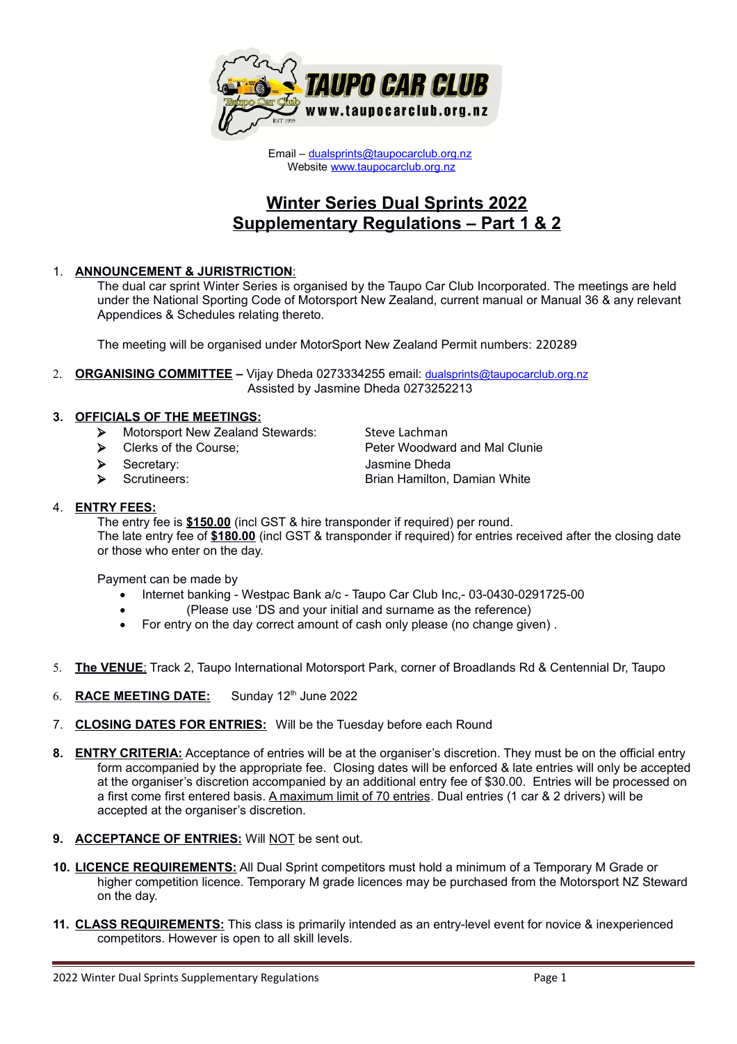TAUPO CAR CLUB
www.taupocarclub.org.nz

Email – dualsprints@taupocarclub.org.nz
Website www.taupocarclub.org.nz

# Winter Series Dual Sprints 2022
# Supplementary Regulations – Part 1 & 2

1. **ANNOUNCEMENT & JURISTRICTION**:
   The dual car sprint Winter Series is organised by the Taupo Car Club Incorporated. The meetings are held under the National Sporting Code of Motorsport New Zealand, current manual or Manual 36 & any relevant Appendices & Schedules relating thereto.

   The meeting will be organised under MotorSport New Zealand Permit numbers: 220289

2. **ORGANISING COMMITTEE** – Vijay Dheda 0273334255 email: dualsprints@taupocarclub.org.nz
   Assisted by Jasmine Dheda 0273252213

3. **OFFICIALS OF THE MEETINGS:**
   - Motorsport New Zealand Stewards: Steve Lachman
   - Clerks of the Course; Peter Woodward and Mal Clunie
   - Secretary: Jasmine Dheda
   - Scrutineers: Brian Hamilton, Damian White

4. **ENTRY FEES:**
   The entry fee is **$150.00** (incl GST & hire transponder if required) per round.
   The late entry fee of **$180.00** (incl GST & transponder if required) for entries received after the closing date or those who enter on the day.

   Payment can be made by
   - Internet banking - Westpac Bank a/c - Taupo Car Club Inc,- 03-0430-0291725-00
   - (Please use 'DS and your initial and surname as the reference)
   - For entry on the day correct amount of cash only please (no change given) .

5. **The VENUE**: Track 2, Taupo International Motorsport Park, corner of Broadlands Rd & Centennial Dr, Taupo

6. **RACE MEETING DATE:** Sunday 12th June 2022

7. **CLOSING DATES FOR ENTRIES:** Will be the Tuesday before each Round

8. **ENTRY CRITERIA:** Acceptance of entries will be at the organiser's discretion. They must be on the official entry form accompanied by the appropriate fee. Closing dates will be enforced & late entries will only be accepted at the organiser's discretion accompanied by an additional entry fee of $30.00. Entries will be processed on a first come first entered basis. A maximum limit of 70 entries. Dual entries (1 car & 2 drivers) will be accepted at the organiser's discretion.

9. **ACCEPTANCE OF ENTRIES:** Will NOT be sent out.

10. **LICENCE REQUIREMENTS:** All Dual Sprint competitors must hold a minimum of a Temporary M Grade or higher competition licence. Temporary M grade licences may be purchased from the Motorsport NZ Steward on the day.

11. **CLASS REQUIREMENTS:** This class is primarily intended as an entry-level event for novice & inexperienced competitors. However is open to all skill levels.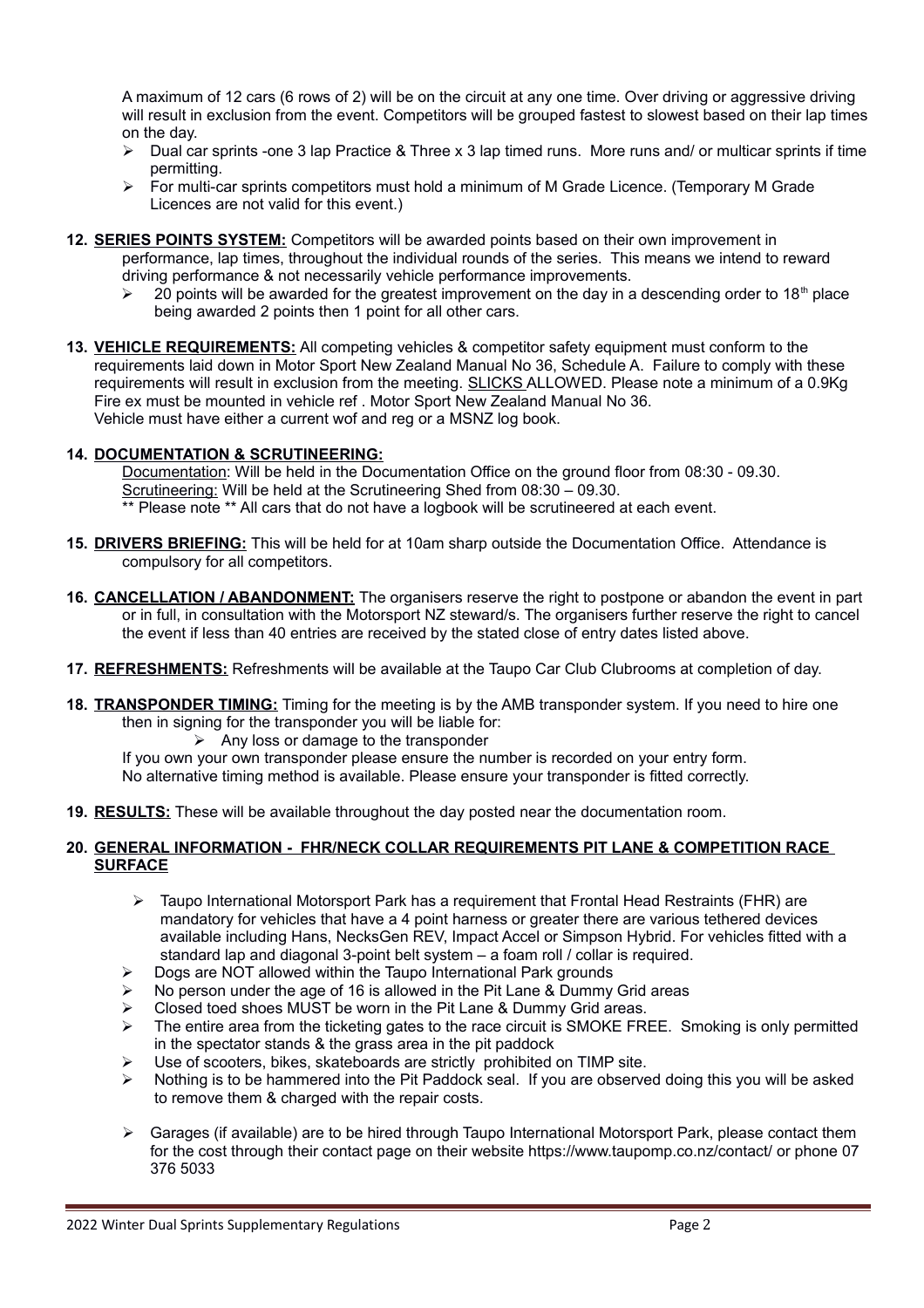A maximum of 12 cars (6 rows of 2) will be on the circuit at any one time. Over driving or aggressive driving will result in exclusion from the event. Competitors will be grouped fastest to slowest based on their lap times on the day.

- Dual car sprints -one 3 lap Practice & Three x 3 lap timed runs. More runs and/ or multicar sprints if time permitting.
- For multi-car sprints competitors must hold a minimum of M Grade Licence. (Temporary M Grade Licences are not valid for this event.)

**12. SERIES POINTS SYSTEM:** Competitors will be awarded points based on their own improvement in performance, lap times, throughout the individual rounds of the series. This means we intend to reward driving performance & not necessarily vehicle performance improvements.

- 20 points will be awarded for the greatest improvement on the day in a descending order to 18th place being awarded 2 points then 1 point for all other cars.

**13. VEHICLE REQUIREMENTS:** All competing vehicles & competitor safety equipment must conform to the requirements laid down in Motor Sport New Zealand Manual No 36, Schedule A. Failure to comply with these requirements will result in exclusion from the meeting. SLICKS ALLOWED. Please note a minimum of a 0.9Kg Fire ex must be mounted in vehicle ref . Motor Sport New Zealand Manual No 36.
Vehicle must have either a current wof and reg or a MSNZ log book.

**14. DOCUMENTATION & SCRUTINEERING:**

Documentation: Will be held in the Documentation Office on the ground floor from 08:30 - 09.30.
Scrutineering: Will be held at the Scrutineering Shed from 08:30 – 09.30.
** Please note ** All cars that do not have a logbook will be scrutineered at each event.

**15. DRIVERS BRIEFING:** This will be held for at 10am sharp outside the Documentation Office. Attendance is compulsory for all competitors.

**16. CANCELLATION / ABANDONMENT:** The organisers reserve the right to postpone or abandon the event in part or in full, in consultation with the Motorsport NZ steward/s. The organisers further reserve the right to cancel the event if less than 40 entries are received by the stated close of entry dates listed above.

**17. REFRESHMENTS:** Refreshments will be available at the Taupo Car Club Clubrooms at completion of day.

**18. TRANSPONDER TIMING:** Timing for the meeting is by the AMB transponder system. If you need to hire one then in signing for the transponder you will be liable for:

- Any loss or damage to the transponder

If you own your own transponder please ensure the number is recorded on your entry form.
No alternative timing method is available. Please ensure your transponder is fitted correctly.

**19. RESULTS:** These will be available throughout the day posted near the documentation room.

**20. GENERAL INFORMATION - FHR/NECK COLLAR REQUIREMENTS PIT LANE & COMPETITION RACE SURFACE**

- Taupo International Motorsport Park has a requirement that Frontal Head Restraints (FHR) are mandatory for vehicles that have a 4 point harness or greater there are various tethered devices available including Hans, NecksGen REV, Impact Accel or Simpson Hybrid. For vehicles fitted with a standard lap and diagonal 3-point belt system – a foam roll / collar is required.
- Dogs are NOT allowed within the Taupo International Park grounds
- No person under the age of 16 is allowed in the Pit Lane & Dummy Grid areas
- Closed toed shoes MUST be worn in the Pit Lane & Dummy Grid areas.
- The entire area from the ticketing gates to the race circuit is SMOKE FREE. Smoking is only permitted in the spectator stands & the grass area in the pit paddock
- Use of scooters, bikes, skateboards are strictly prohibited on TIMP site.
- Nothing is to be hammered into the Pit Paddock seal. If you are observed doing this you will be asked to remove them & charged with the repair costs.
- Garages (if available) are to be hired through Taupo International Motorsport Park, please contact them for the cost through their contact page on their website https://www.taupomp.co.nz/contact/ or phone 07 376 5033